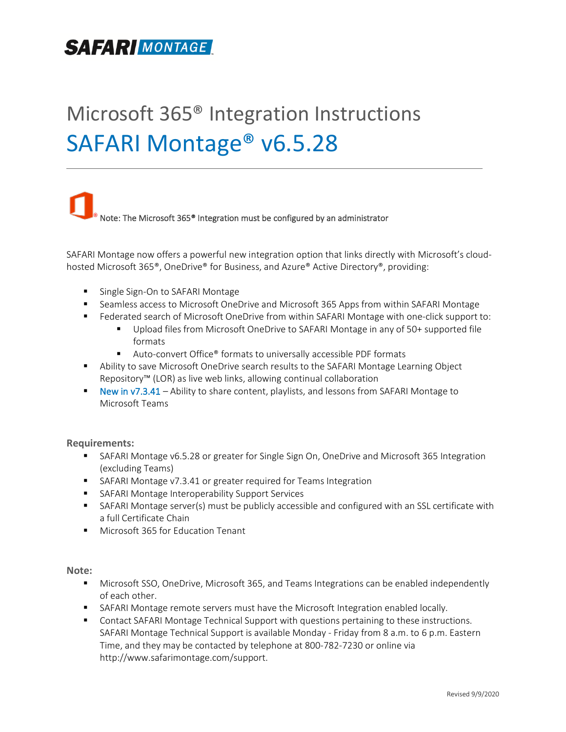# Microsoft 365® Integration Instructions

## SAFARI Montage® v6.5.28

Note: The Microsoft 365® Integration must be configured by an administrator

SAFARI Montage now offers a powerful new integration option that links directly with Microsoft's cloud-hosted Microsoft 365®, OneDrive® for Business, and Azure® Active Directory®, providing:

- Single Sign-On to SAFARI Montage
- Seamless access to Microsoft OneDrive and Microsoft 365 Apps from within SAFARI Montage
- Federated search of Microsoft OneDrive from within SAFARI Montage with one-click support to:
  - Upload files from Microsoft OneDrive to SAFARI Montage in any of 50+ supported file formats
  - Auto-convert Office® formats to universally accessible PDF formats
- Ability to save Microsoft OneDrive search results to the SAFARI Montage Learning Object Repository™ (LOR) as live web links, allowing continual collaboration
- New in v7.3.41 – Ability to share content, playlists, and lessons from SAFARI Montage to Microsoft Teams

**Requirements:**

- SAFARI Montage v6.5.28 or greater for Single Sign On, OneDrive and Microsoft 365 Integration (excluding Teams)
- SAFARI Montage v7.3.41 or greater required for Teams Integration
- SAFARI Montage Interoperability Support Services
- SAFARI Montage server(s) must be publicly accessible and configured with an SSL certificate with a full Certificate Chain
- Microsoft 365 for Education Tenant

**Note:**

- Microsoft SSO, OneDrive, Microsoft 365, and Teams Integrations can be enabled independently of each other.
- SAFARI Montage remote servers must have the Microsoft Integration enabled locally.
- Contact SAFARI Montage Technical Support with questions pertaining to these instructions. SAFARI Montage Technical Support is available Monday - Friday from 8 a.m. to 6 p.m. Eastern Time, and they may be contacted by telephone at 800-782-7230 or online via http://www.safarimontage.com/support.

Revised 9/9/2020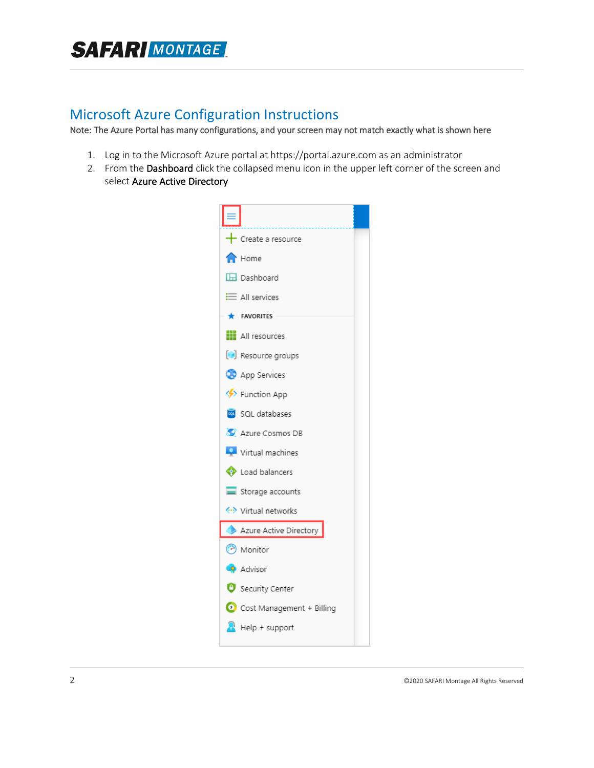## Microsoft Azure Configuration Instructions

Note: The Azure Portal has many configurations, and your screen may not match exactly what is shown here

1. Log in to the Microsoft Azure portal at https://portal.azure.com as an administrator
2. From the **Dashboard** click the collapsed menu icon in the upper left corner of the screen and select **Azure Active Directory**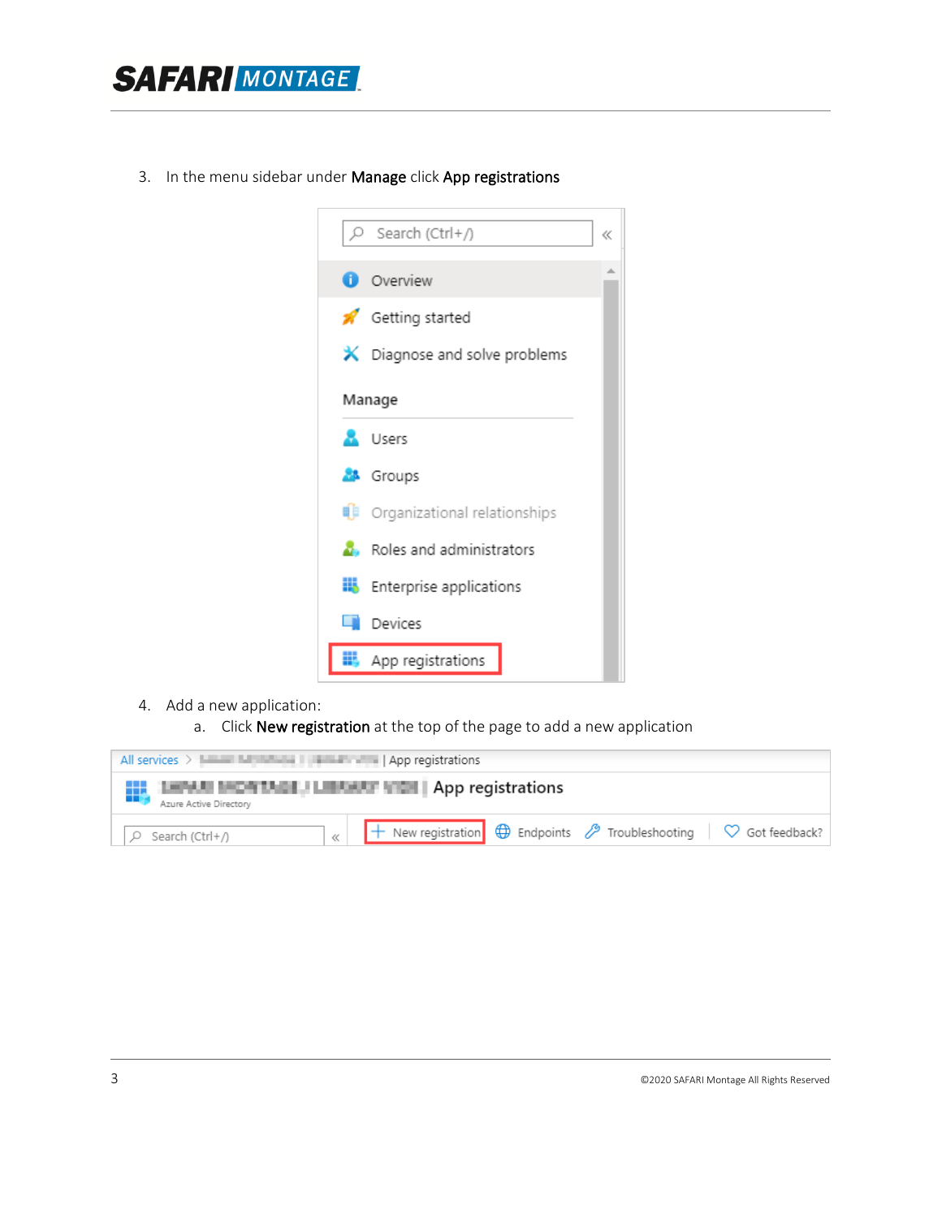3. In the menu sidebar under **Manage** click **App registrations**

4. Add a new application:
   a. Click **New registration** at the top of the page to add a new application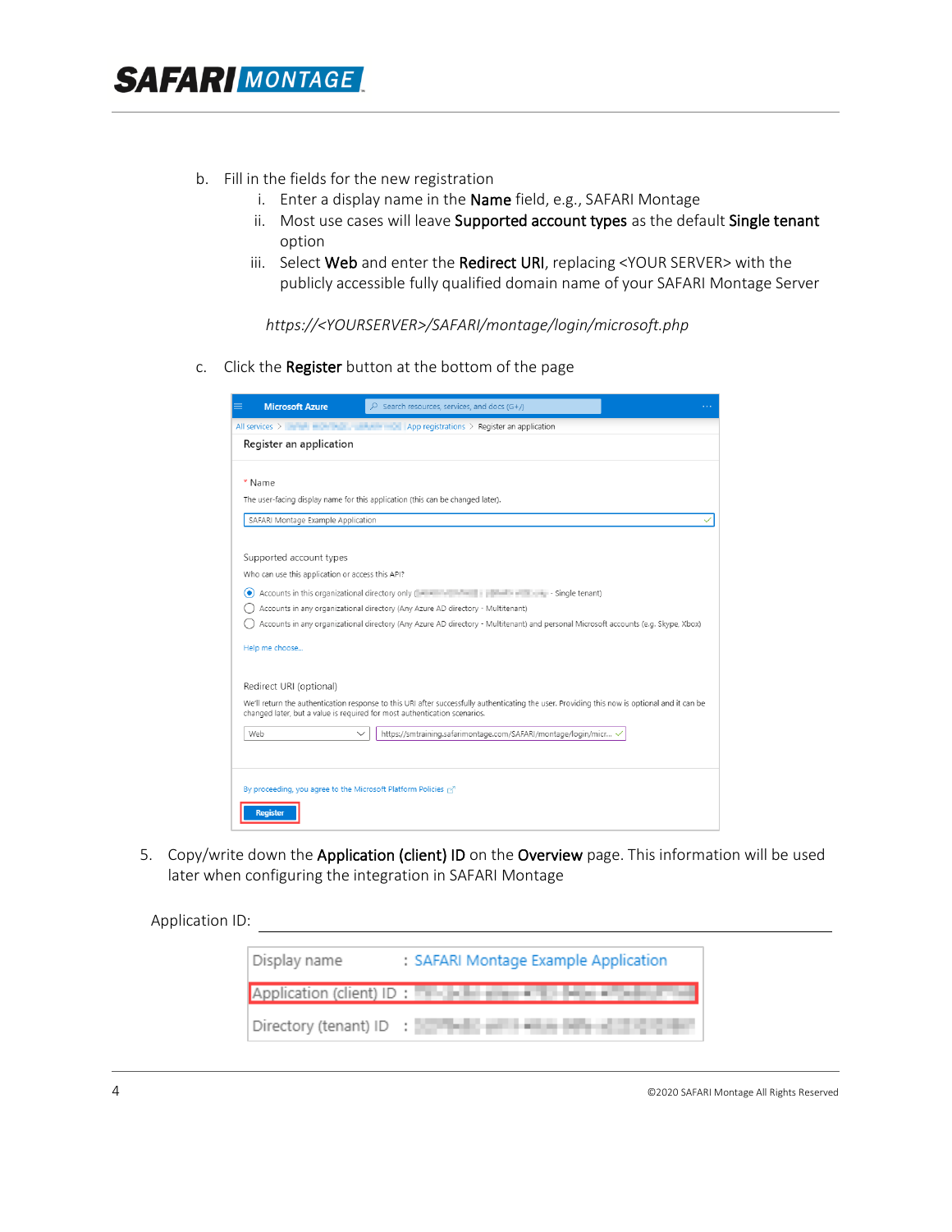b. Fill in the fields for the new registration
   i. Enter a display name in the **Name** field, e.g., SAFARI Montage
   ii. Most use cases will leave **Supported account types** as the default **Single tenant** option
   iii. Select **Web** and enter the **Redirect URI**, replacing <YOUR SERVER> with the publicly accessible fully qualified domain name of your SAFARI Montage Server

   *https://<YOURSERVER>/SAFARI/montage/login/microsoft.php*

c. Click the **Register** button at the bottom of the page

5. Copy/write down the **Application (client) ID** on the **Overview** page. This information will be used later when configuring the integration in SAFARI Montage

Application ID: ________________________________________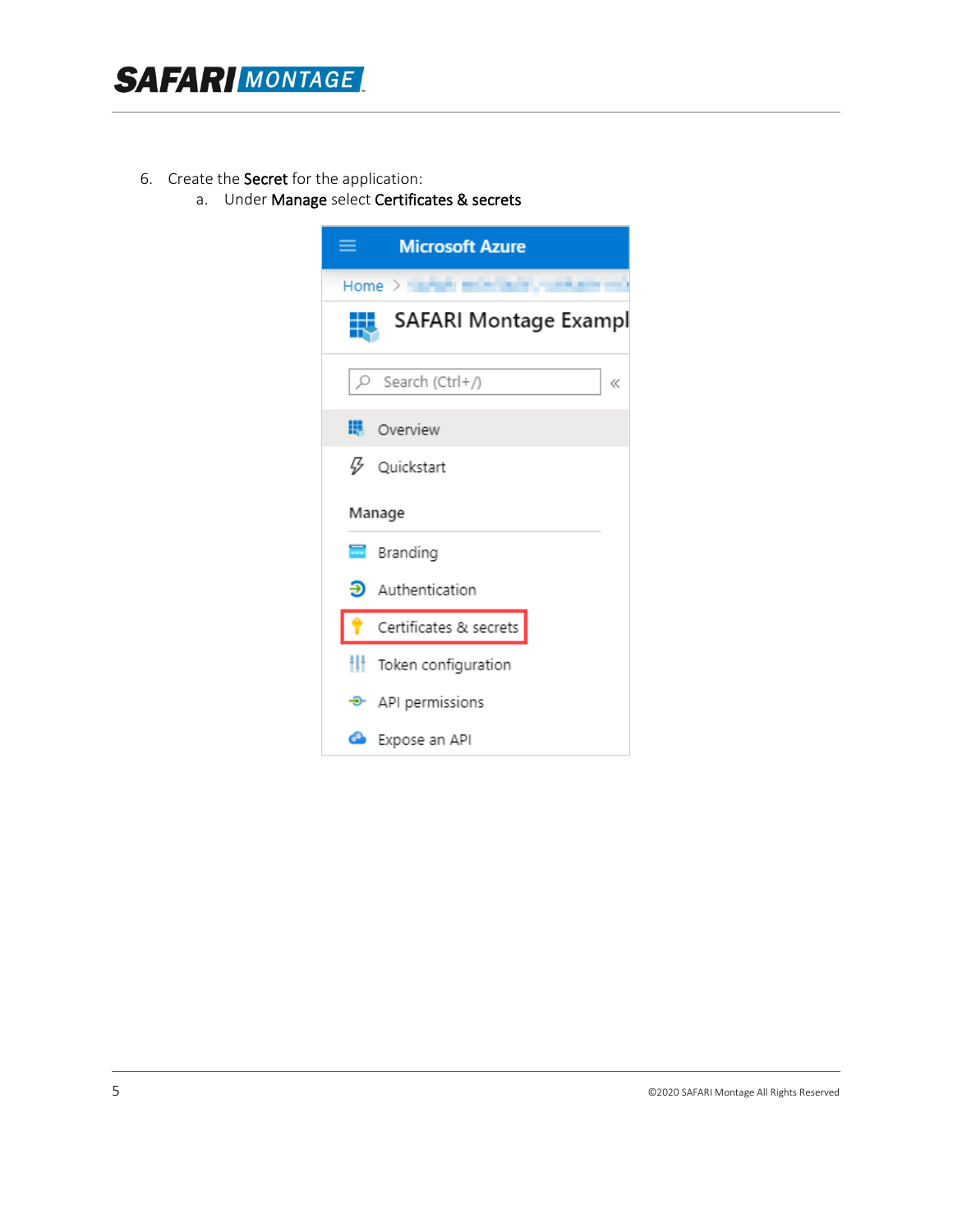6. Create the **Secret** for the application:
   a. Under **Manage** select **Certificates & secrets**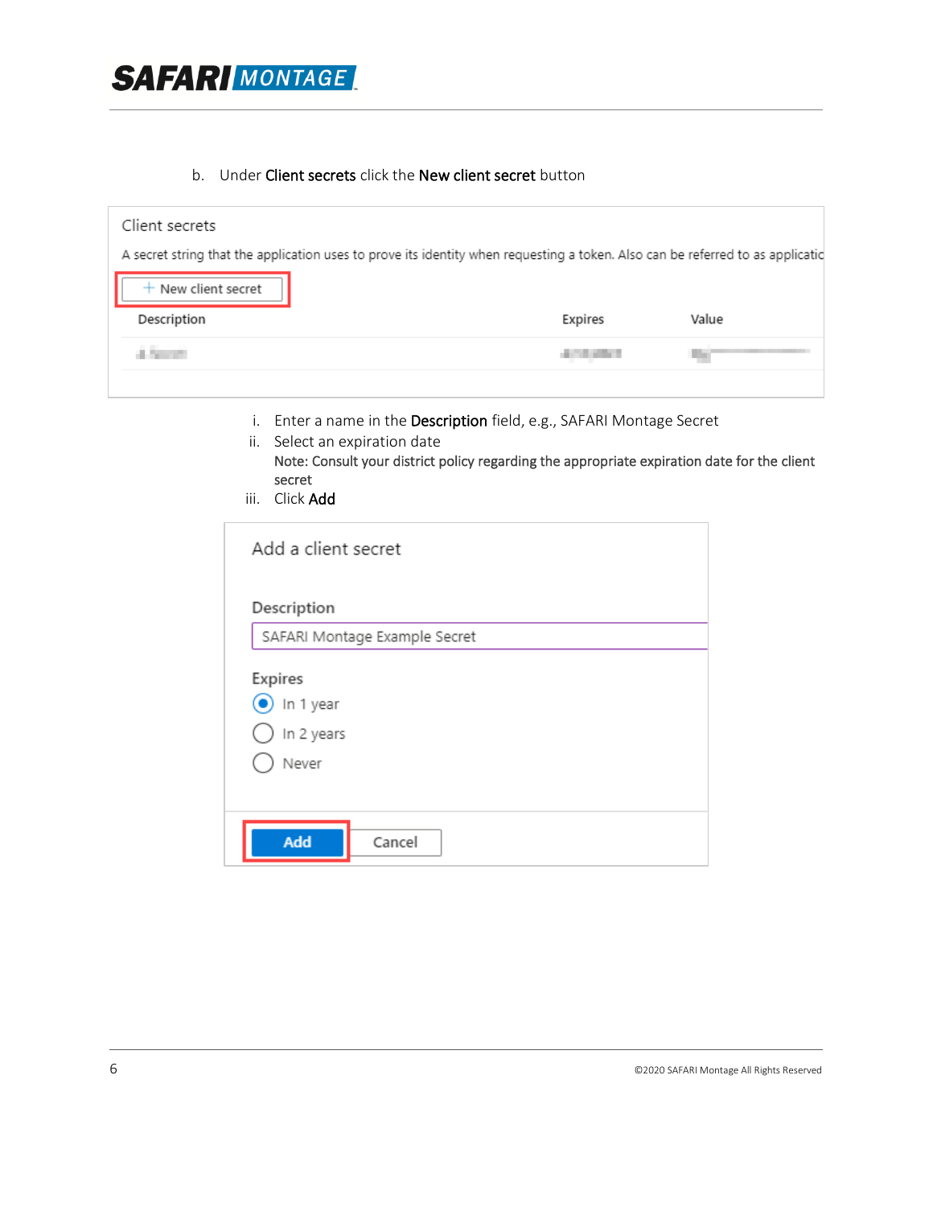b. Under **Client secrets** click the **New client secret** button

Client secrets

A secret string that the application uses to prove its identity when requesting a token. Also can be referred to as applicatic

+ New client secret

| Description | Expires | Value |
|---|---|---|

i. Enter a name in the **Description** field, e.g., SAFARI Montage Secret

ii. Select an expiration date
   Note: Consult your district policy regarding the appropriate expiration date for the client secret

iii. Click **Add**

Add a client secret

Description

SAFARI Montage Example Secret

Expires

- In 1 year
- In 2 years
- Never

Add  Cancel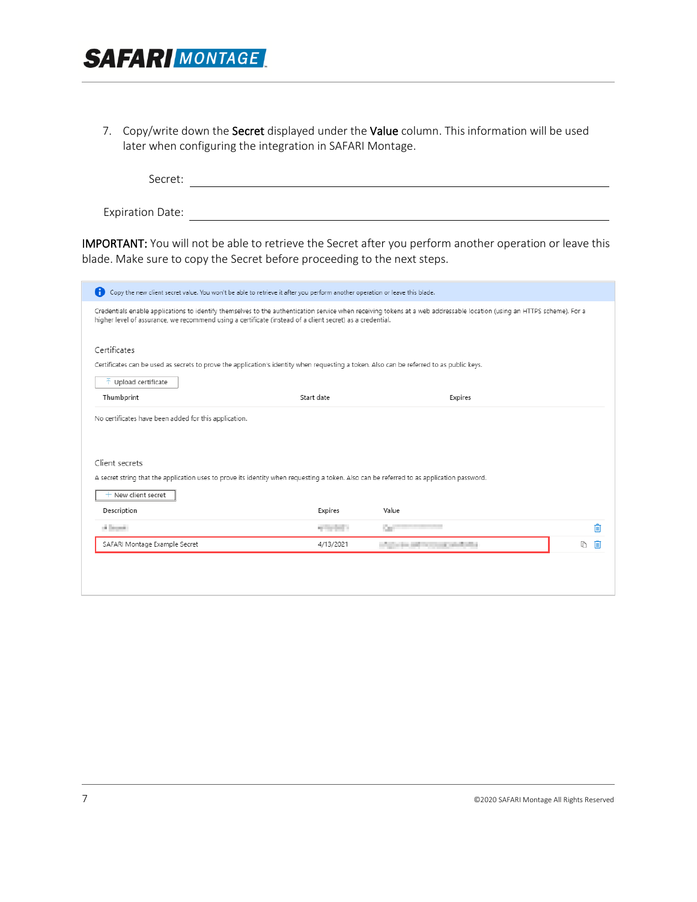7. Copy/write down the **Secret** displayed under the **Value** column. This information will be used later when configuring the integration in SAFARI Montage.

   Secret: ________________________________________

   Expiration Date: ________________________________________

**IMPORTANT:** You will not be able to retrieve the Secret after you perform another operation or leave this blade. Make sure to copy the Secret before proceeding to the next steps.

Copy the new client secret value. You won't be able to retrieve it after you perform another operation or leave this blade.

Credentials enable applications to identify themselves to the authentication service when receiving tokens at a web addressable location (using an HTTPS scheme). For a higher level of assurance, we recommend using a certificate (instead of a client secret) as a credential.

Certificates

Certificates can be used as secrets to prove the application's identity when requesting a token. Also can be referred to as public keys.

Upload certificate

| Thumbprint | Start date | Expires |
| --- | --- | --- |

No certificates have been added for this application.

Client secrets

A secret string that the application uses to prove its identity when requesting a token. Also can be referred to as application password.

New client secret

| Description | Expires | Value |
| --- | --- | --- |
| | | |
| SAFARI Montage Example Secret | 4/13/2021 | |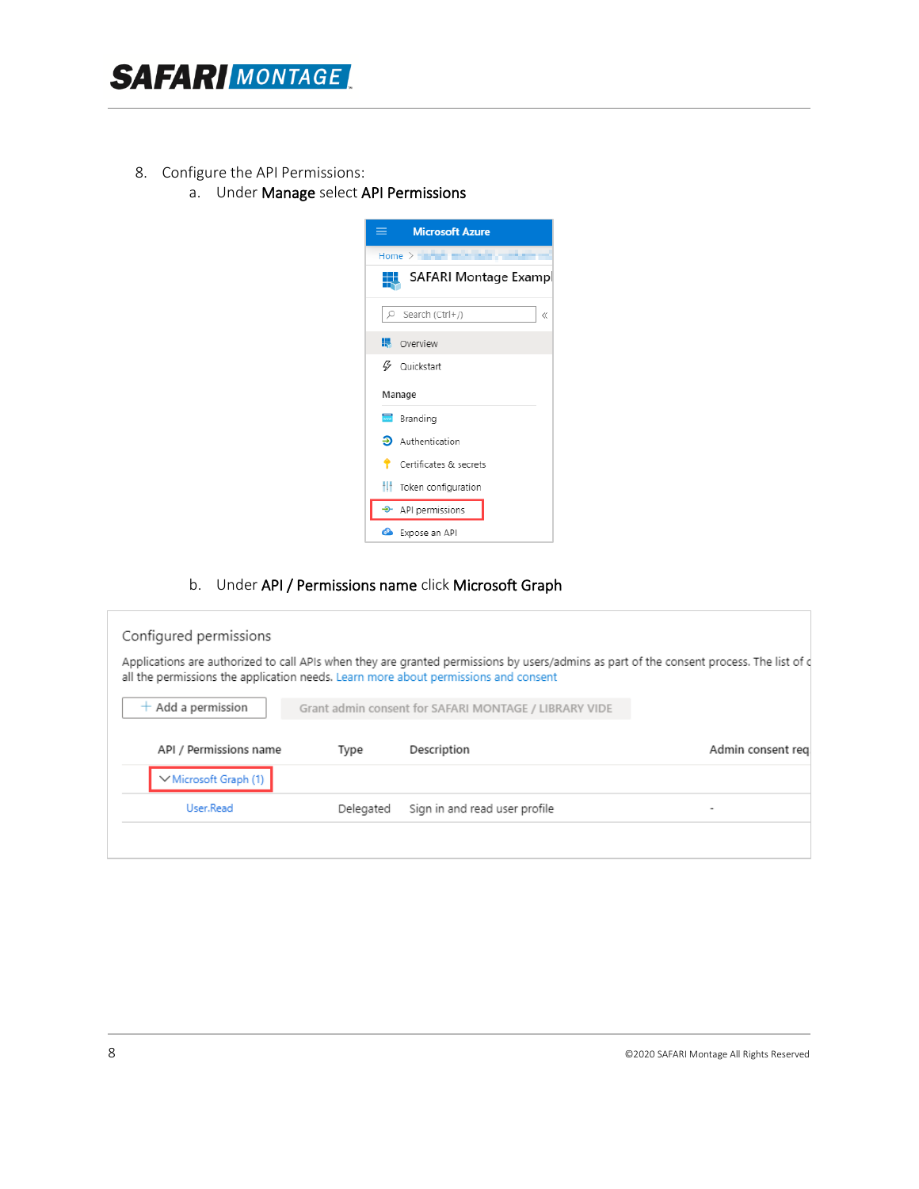8. Configure the API Permissions:
   a. Under **Manage** select **API Permissions**

   b. Under **API / Permissions name** click **Microsoft Graph**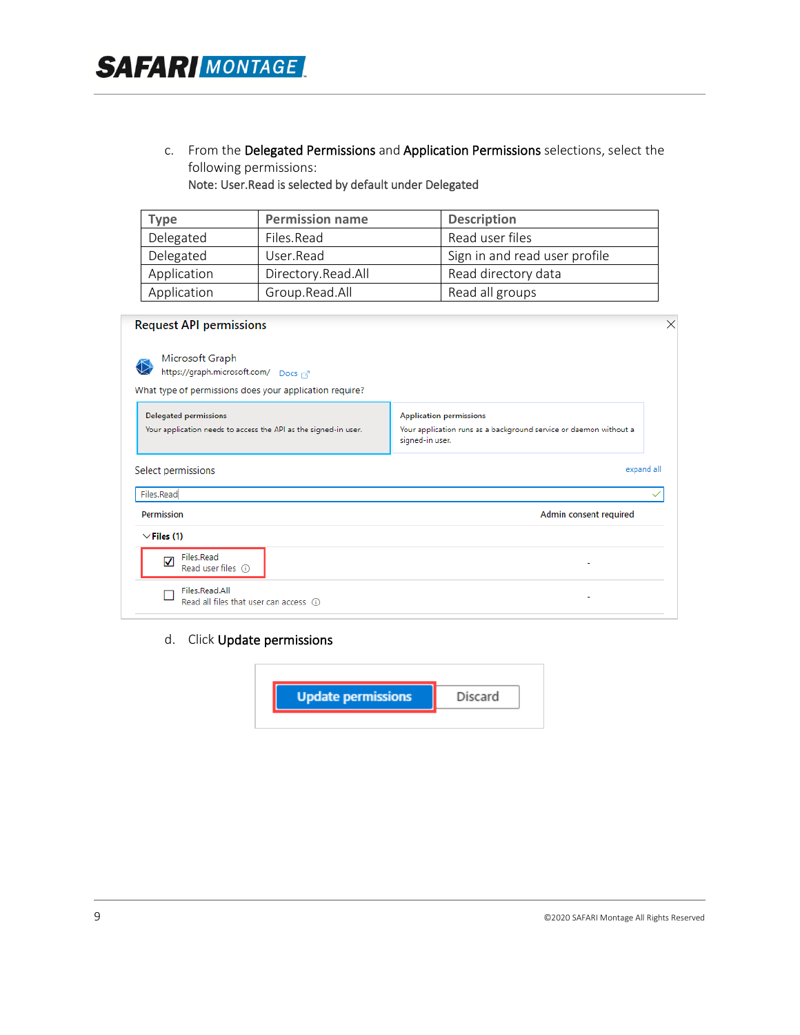c. From the **Delegated Permissions** and **Application Permissions** selections, select the following permissions:
Note: User.Read is selected by default under Delegated

| Type | Permission name | Description |
| --- | --- | --- |
| Delegated | Files.Read | Read user files |
| Delegated | User.Read | Sign in and read user profile |
| Application | Directory.Read.All | Read directory data |
| Application | Group.Read.All | Read all groups |

d. Click **Update permissions**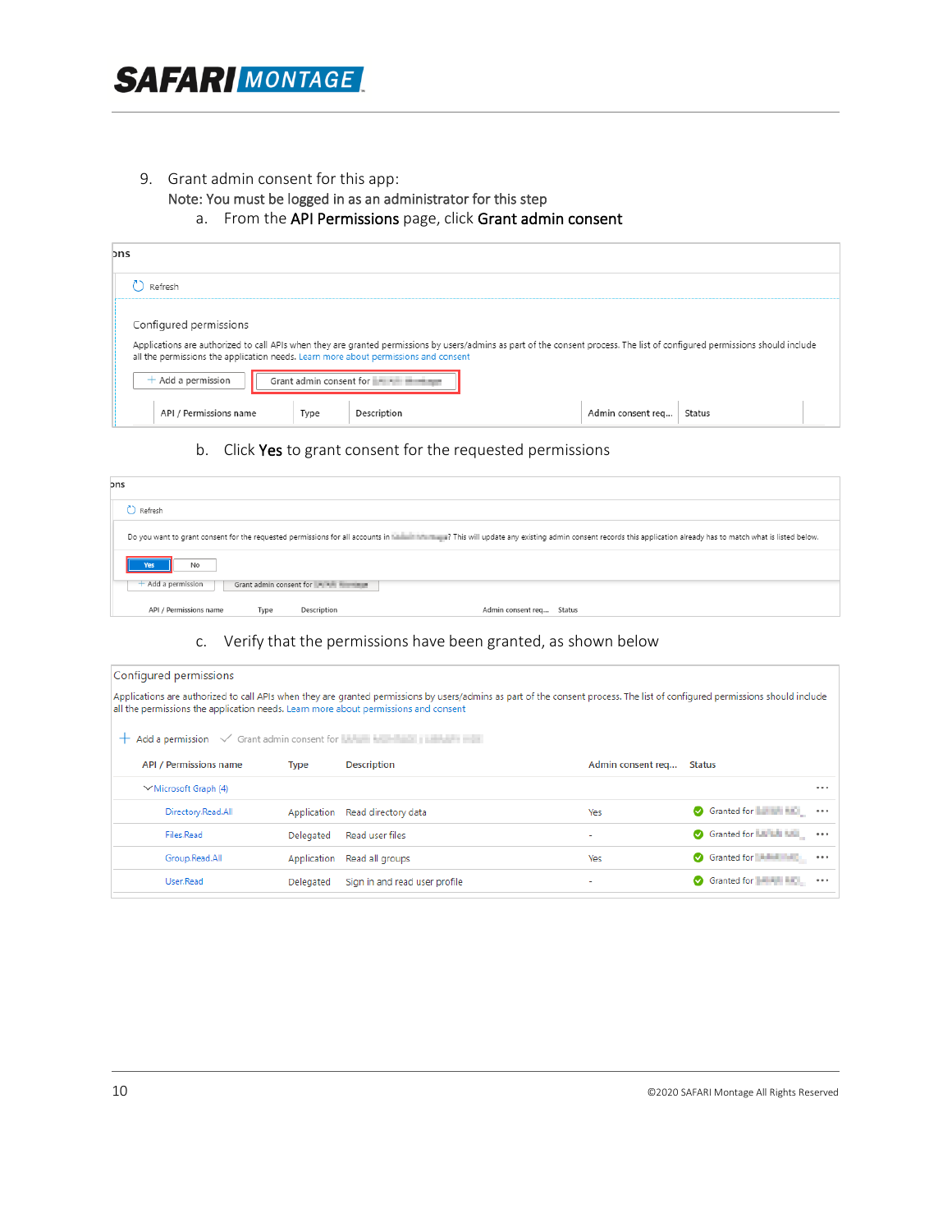9. Grant admin consent for this app:
   Note: You must be logged in as an administrator for this step
   a. From the **API Permissions** page, click **Grant admin consent**

   b. Click **Yes** to grant consent for the requested permissions

   c. Verify that the permissions have been granted, as shown below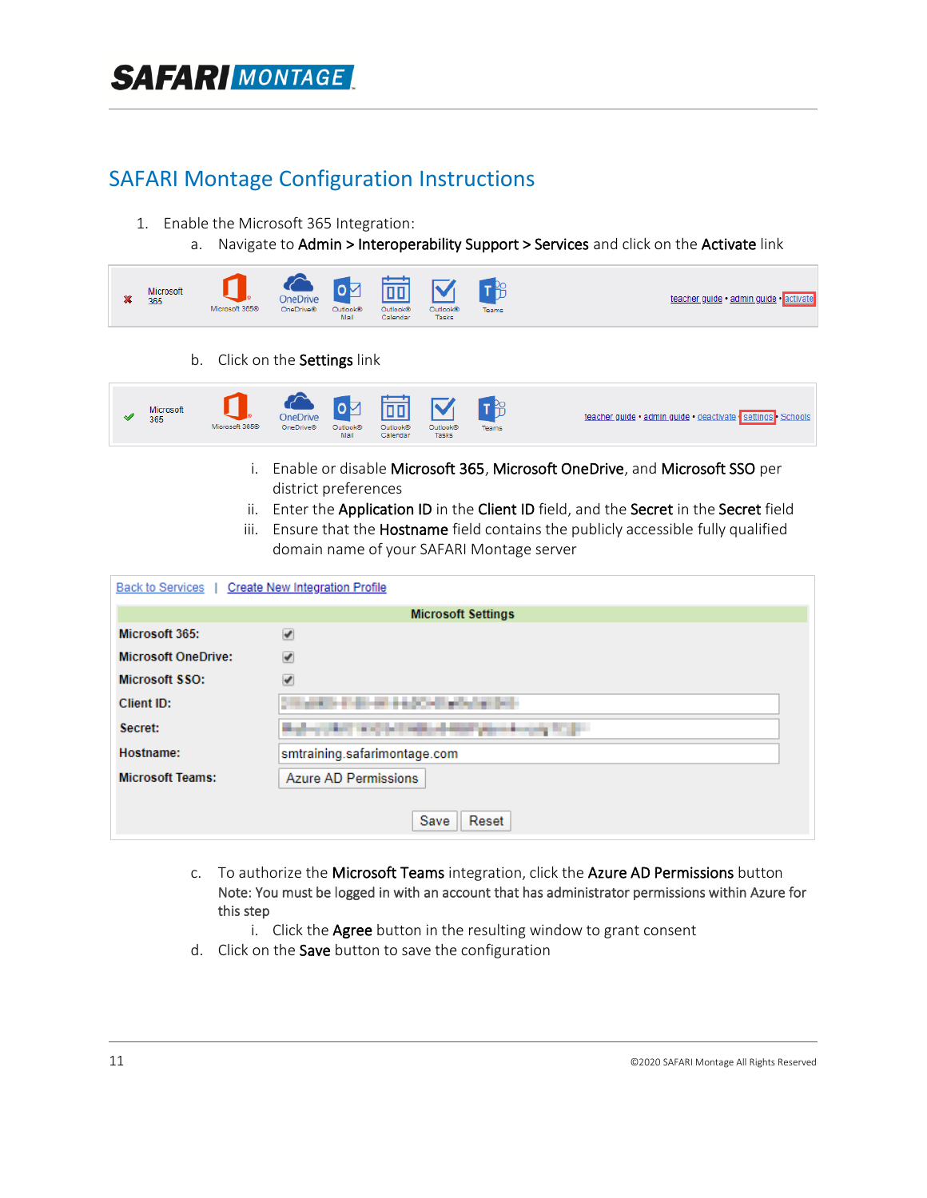## SAFARI Montage Configuration Instructions

1. Enable the Microsoft 365 Integration:
   a. Navigate to **Admin > Interoperability Support > Services** and click on the **Activate** link
   b. Click on the **Settings** link
      i. Enable or disable **Microsoft 365**, **Microsoft OneDrive**, and **Microsoft SSO** per district preferences
      ii. Enter the **Application ID** in the **Client ID** field, and the **Secret** in the **Secret** field
      iii. Ensure that the **Hostname** field contains the publicly accessible fully qualified domain name of your SAFARI Montage server
   c. To authorize the **Microsoft Teams** integration, click the **Azure AD Permissions** button
      Note: You must be logged in with an account that has administrator permissions within Azure for this step
      i. Click the **Agree** button in the resulting window to grant consent
   d. Click on the **Save** button to save the configuration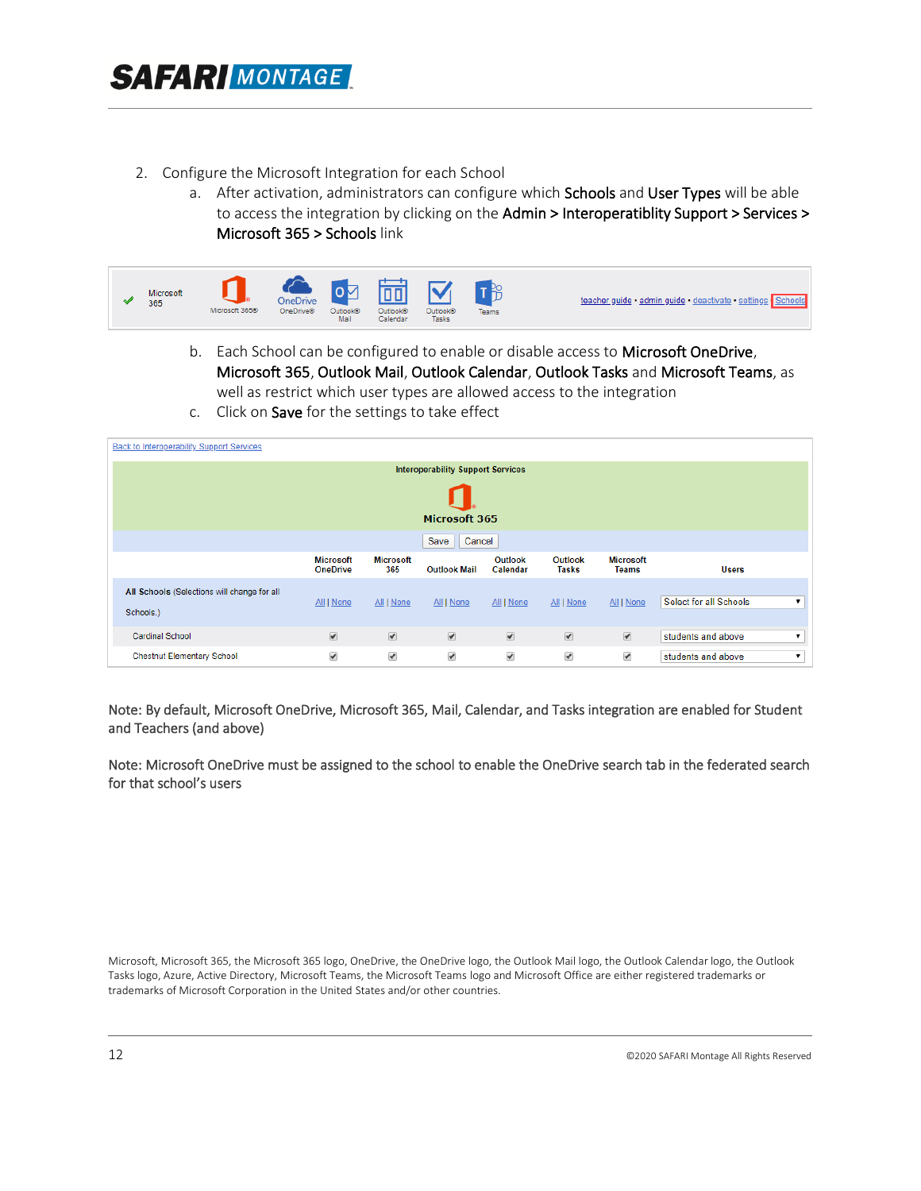2. Configure the Microsoft Integration for each School
    a. After activation, administrators can configure which **Schools** and **User Types** will be able to access the integration by clicking on the **Admin > Interoperatiblity Support > Services > Microsoft 365 > Schools** link

Microsoft 365 | Microsoft 365® | OneDrive OneDrive® | Outlook® Mail | Outlook® Calendar | Outlook® Tasks | Teams | teacher guide • admin guide • deactivate • settings | Schools

    b. Each School can be configured to enable or disable access to **Microsoft OneDrive**, **Microsoft 365**, **Outlook Mail**, **Outlook Calendar**, **Outlook Tasks** and **Microsoft Teams**, as well as restrict which user types are allowed access to the integration
    c. Click on **Save** for the settings to take effect

Back to Interoperability Support Services

Interoperability Support Services

Microsoft 365

Save | Cancel

| | Microsoft OneDrive | Microsoft 365 | Outlook Mail | Outlook Calendar | Outlook Tasks | Microsoft Teams | Users |
|---|---|---|---|---|---|---|---|
| All Schools (Selections will change for all Schools.) | All \| None | All \| None | All \| None | All \| None | All \| None | All \| None | Select for all Schools |
| Cardinal School | ✔ | ✔ | ✔ | ✔ | ✔ | ✔ | students and above |
| Chestnut Elementary School | ✔ | ✔ | ✔ | ✔ | ✔ | ✔ | students and above |

Note: By default, Microsoft OneDrive, Microsoft 365, Mail, Calendar, and Tasks integration are enabled for Student and Teachers (and above)

Note: Microsoft OneDrive must be assigned to the school to enable the OneDrive search tab in the federated search for that school's users

Microsoft, Microsoft 365, the Microsoft 365 logo, OneDrive, the OneDrive logo, the Outlook Mail logo, the Outlook Calendar logo, the Outlook Tasks logo, Azure, Active Directory, Microsoft Teams, the Microsoft Teams logo and Microsoft Office are either registered trademarks or trademarks of Microsoft Corporation in the United States and/or other countries.